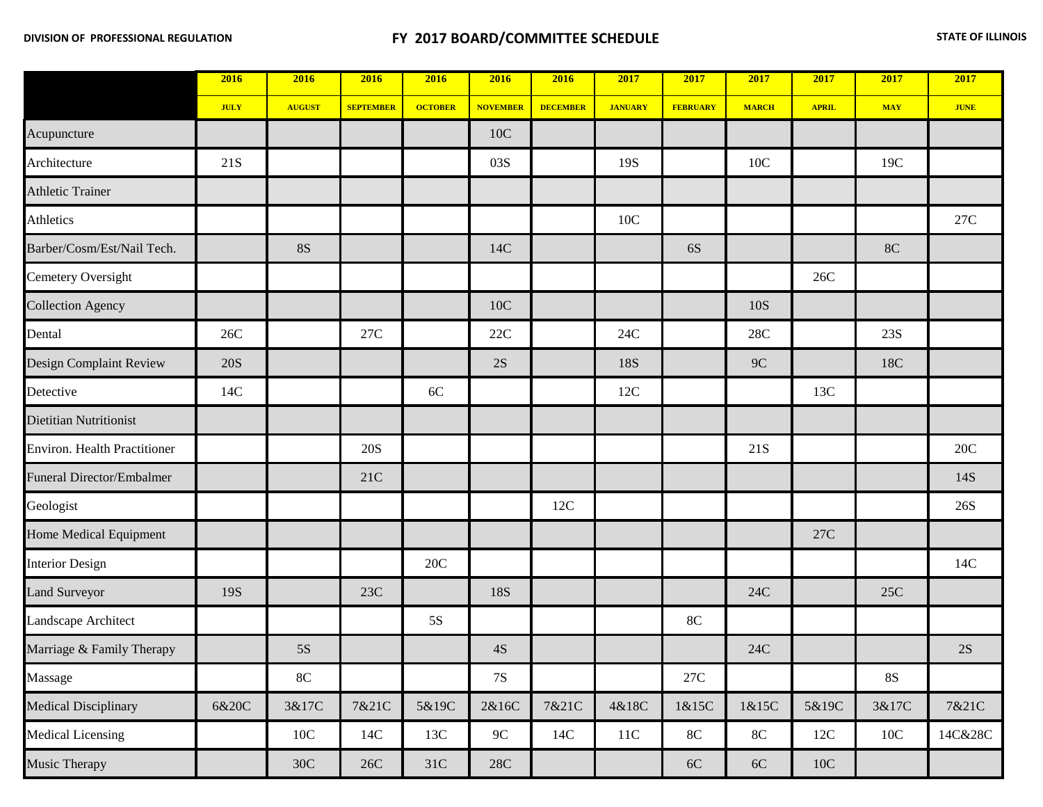DIVISION OF PROFESSIONAL REGULATION

# FY 2017 BOARD/COMMITTEE SCHEDULE

STATE OF ILLINOIS

| | 2016 | 2016 | 2016 | 2016 | 2016 | 2016 | 2017 | 2017 | 2017 | 2017 | 2017 | 2017 |
|---|---|---|---|---|---|---|---|---|---|---|---|---|
| | JULY | AUGUST | SEPTEMBER | OCTOBER | NOVEMBER | DECEMBER | JANUARY | FEBRUARY | MARCH | APRIL | MAY | JUNE |
| Acupuncture | | | | | 10C | | | | | | | |
| Architecture | 21S | | | | 03S | | 19S | | 10C | | 19C | |
| Athletic Trainer | | | | | | | | | | | | |
| Athletics | | | | | | | 10C | | | | | 27C |
| Barber/Cosm/Est/Nail Tech. | | 8S | | | 14C | | | 6S | | | 8C | |
| Cemetery Oversight | | | | | | | | | | 26C | | |
| Collection Agency | | | | | 10C | | | | 10S | | | |
| Dental | 26C | | 27C | | 22C | | 24C | | 28C | | 23S | |
| Design Complaint Review | 20S | | | | 2S | | 18S | | 9C | | 18C | |
| Detective | 14C | | | 6C | | | 12C | | | 13C | | |
| Dietitian Nutritionist | | | | | | | | | | | | |
| Environ. Health Practitioner | | | 20S | | | | | | 21S | | | 20C |
| Funeral Director/Embalmer | | | 21C | | | | | | | | | 14S |
| Geologist | | | | | | 12C | | | | | | 26S |
| Home Medical Equipment | | | | | | | | | | 27C | | |
| Interior Design | | | | 20C | | | | | | | | 14C |
| Land Surveyor | 19S | | 23C | | 18S | | | | 24C | | 25C | |
| Landscape Architect | | | | 5S | | | | 8C | | | | |
| Marriage & Family Therapy | | 5S | | | 4S | | | | 24C | | | 2S |
| Massage | | 8C | | | 7S | | | 27C | | | 8S | |
| Medical Disciplinary | 6&20C | 3&17C | 7&21C | 5&19C | 2&16C | 7&21C | 4&18C | 1&15C | 1&15C | 5&19C | 3&17C | 7&21C |
| Medical Licensing | | 10C | 14C | 13C | 9C | 14C | 11C | 8C | 8C | 12C | 10C | 14C&28C |
| Music Therapy | | 30C | 26C | 31C | 28C | | | 6C | 6C | 10C | | |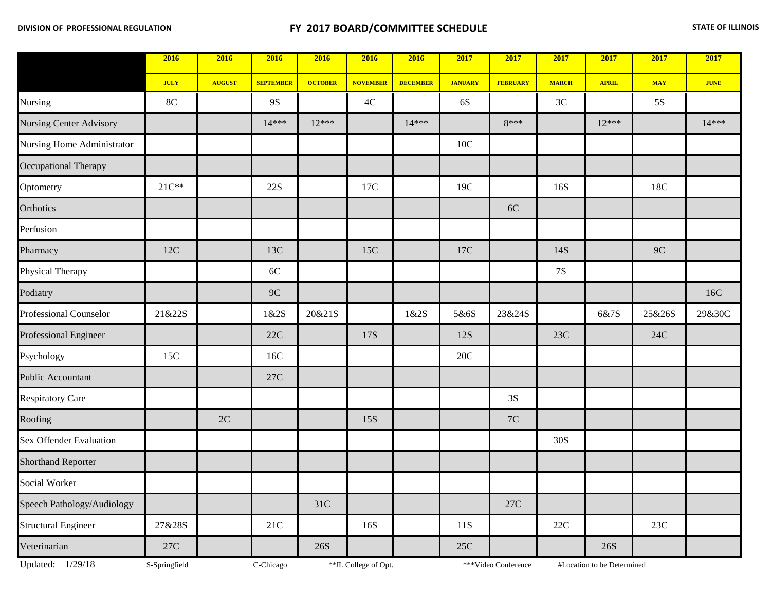DIVISION OF PROFESSIONAL REGULATION

# FY 2017 BOARD/COMMITTEE SCHEDULE

STATE OF ILLINOIS

| | 2016 | 2016 | 2016 | 2016 | 2016 | 2016 | 2017 | 2017 | 2017 | 2017 | 2017 | 2017 |
|---|---|---|---|---|---|---|---|---|---|---|---|---|
| | JULY | AUGUST | SEPTEMBER | OCTOBER | NOVEMBER | DECEMBER | JANUARY | FEBRUARY | MARCH | APRIL | MAY | JUNE |
| Nursing | 8C | | 9S | | 4C | | 6S | | 3C | | 5S | |
| Nursing Center Advisory | | | 14*** | 12*** | | 14*** | | 8*** | | 12*** | | 14*** |
| Nursing Home Administrator | | | | | | | 10C | | | | | |
| Occupational Therapy | | | | | | | | | | | | |
| Optometry | 21C** | | 22S | | 17C | | 19C | | 16S | | 18C | |
| Orthotics | | | | | | | | 6C | | | | |
| Perfusion | | | | | | | | | | | | |
| Pharmacy | 12C | | 13C | | 15C | | 17C | | 14S | | 9C | |
| Physical Therapy | | | 6C | | | | | | 7S | | | |
| Podiatry | | | 9C | | | | | | | | | 16C |
| Professional Counselor | 21&22S | | 1&2S | 20&21S | | 1&2S | 5&6S | 23&24S | | 6&7S | 25&26S | 29&30C |
| Professional Engineer | | | 22C | | 17S | | 12S | | 23C | | 24C | |
| Psychology | 15C | | 16C | | | | 20C | | | | | |
| Public Accountant | | | 27C | | | | | | | | | |
| Respiratory Care | | | | | | | | 3S | | | | |
| Roofing | | 2C | | | 15S | | | 7C | | | | |
| Sex Offender Evaluation | | | | | | | | | 30S | | | |
| Shorthand Reporter | | | | | | | | | | | | |
| Social Worker | | | | | | | | | | | | |
| Speech Pathology/Audiology | | | | 31C | | | | 27C | | | | |
| Structural Engineer | 27&28S | | 21C | | 16S | | 11S | | 22C | | 23C | |
| Veterinarian | 27C | | | 26S | | | 25C | | | 26S | | |

Updated: 1/29/18 S-Springfield C-Chicago **IL College of Opt. ***Video Conference #Location to be Determined